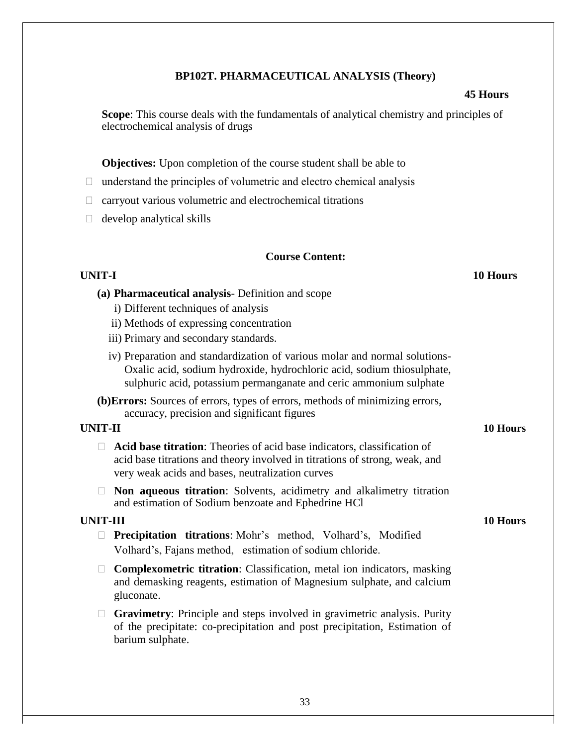# BP102T. PHARMACEUTICAL ANALYSIS (Theory)

**45 Hours**

**Scope**: This course deals with the fundamentals of analytical chemistry and principles of electrochemical analysis of drugs

**Objectives:** Upon completion of the course student shall be able to

- understand the principles of volumetric and electro chemical analysis
- carryout various volumetric and electrochemical titrations
- develop analytical skills

## Course Content:

### UNIT-I — 10 Hours

**(a) Pharmaceutical analysis**- Definition and scope

i) Different techniques of analysis

ii) Methods of expressing concentration

iii) Primary and secondary standards.

iv) Preparation and standardization of various molar and normal solutions- Oxalic acid, sodium hydroxide, hydrochloric acid, sodium thiosulphate, sulphuric acid, potassium permanganate and ceric ammonium sulphate

**(b)Errors:** Sources of errors, types of errors, methods of minimizing errors, accuracy, precision and significant figures

### UNIT-II — 10 Hours

- **Acid base titration**: Theories of acid base indicators, classification of acid base titrations and theory involved in titrations of strong, weak, and very weak acids and bases, neutralization curves
- **Non aqueous titration**: Solvents, acidimetry and alkalimetry titration and estimation of Sodium benzoate and Ephedrine HCl

### UNIT-III — 10 Hours

- **Precipitation titrations**: Mohr's method, Volhard's, Modified Volhard's, Fajans method, estimation of sodium chloride.
- **Complexometric titration**: Classification, metal ion indicators, masking and demasking reagents, estimation of Magnesium sulphate, and calcium gluconate.
- **Gravimetry**: Principle and steps involved in gravimetric analysis. Purity of the precipitate: co-precipitation and post precipitation, Estimation of barium sulphate.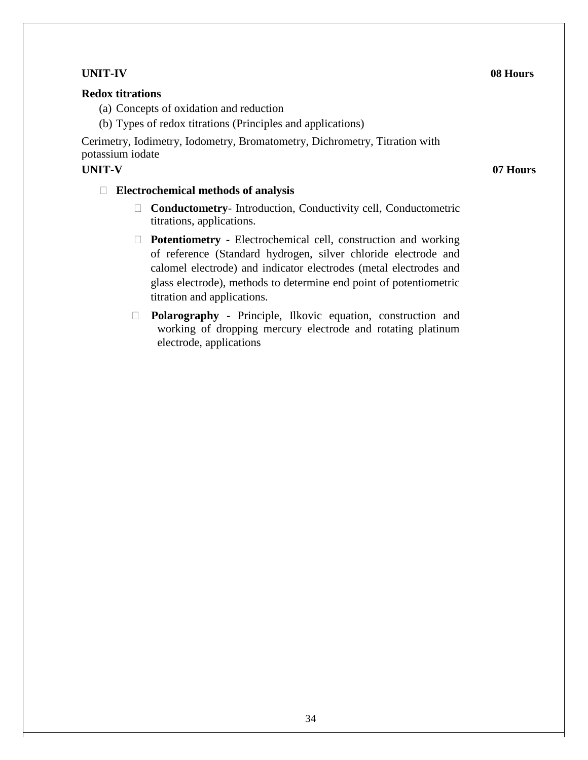**UNIT-IV** **08 Hours**

**Redox titrations**

(a) Concepts of oxidation and reduction
(b) Types of redox titrations (Principles and applications)

Cerimetry, Iodimetry, Iodometry, Bromatometry, Dichrometry, Titration with potassium iodate

**UNIT-V** **07 Hours**

- **Electrochemical methods of analysis**
  - **Conductometry**- Introduction, Conductivity cell, Conductometric titrations, applications.
  - **Potentiometry -** Electrochemical cell, construction and working of reference (Standard hydrogen, silver chloride electrode and calomel electrode) and indicator electrodes (metal electrodes and glass electrode), methods to determine end point of potentiometric titration and applications.
  - **Polarography** - Principle, Ilkovic equation, construction and working of dropping mercury electrode and rotating platinum electrode, applications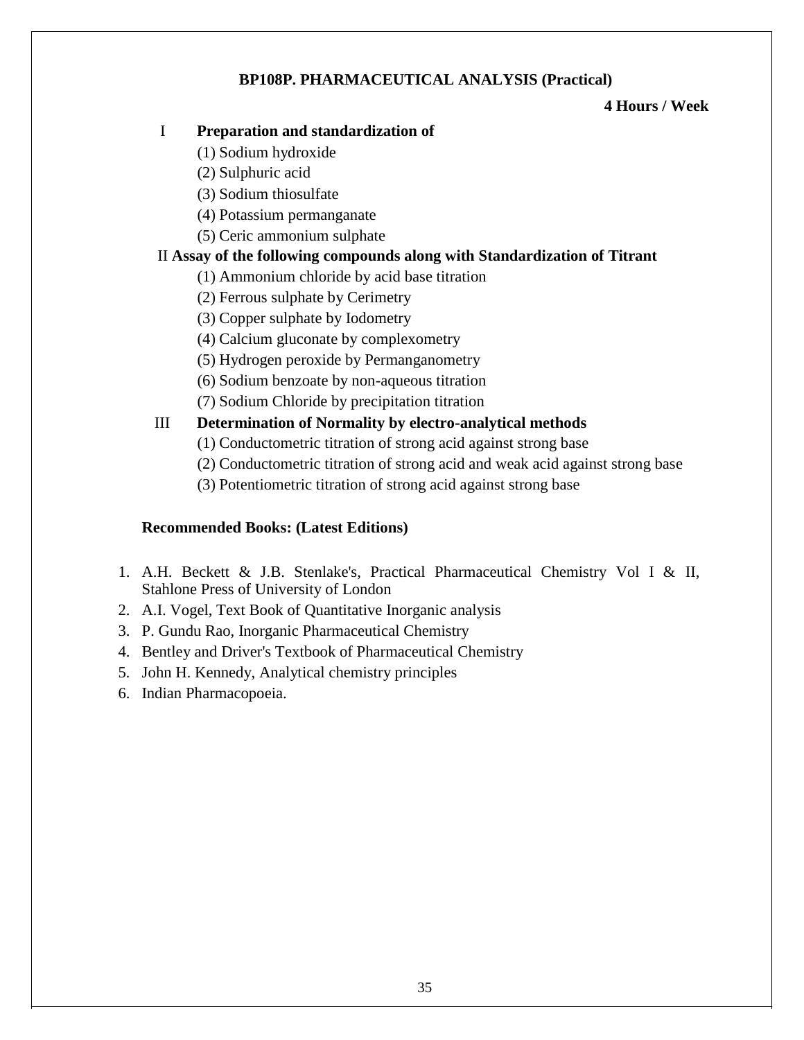## BP108P. PHARMACEUTICAL ANALYSIS (Practical)

**4 Hours / Week**

**I Preparation and standardization of**

(1) Sodium hydroxide
(2) Sulphuric acid
(3) Sodium thiosulfate
(4) Potassium permanganate
(5) Ceric ammonium sulphate

**II Assay of the following compounds along with Standardization of Titrant**

(1) Ammonium chloride by acid base titration
(2) Ferrous sulphate by Cerimetry
(3) Copper sulphate by Iodometry
(4) Calcium gluconate by complexometry
(5) Hydrogen peroxide by Permanganometry
(6) Sodium benzoate by non-aqueous titration
(7) Sodium Chloride by precipitation titration

**III Determination of Normality by electro-analytical methods**

(1) Conductometric titration of strong acid against strong base
(2) Conductometric titration of strong acid and weak acid against strong base
(3) Potentiometric titration of strong acid against strong base

**Recommended Books: (Latest Editions)**

1. A.H. Beckett & J.B. Stenlake's, Practical Pharmaceutical Chemistry Vol I & II, Stahlone Press of University of London
2. A.I. Vogel, Text Book of Quantitative Inorganic analysis
3. P. Gundu Rao, Inorganic Pharmaceutical Chemistry
4. Bentley and Driver's Textbook of Pharmaceutical Chemistry
5. John H. Kennedy, Analytical chemistry principles
6. Indian Pharmacopoeia.